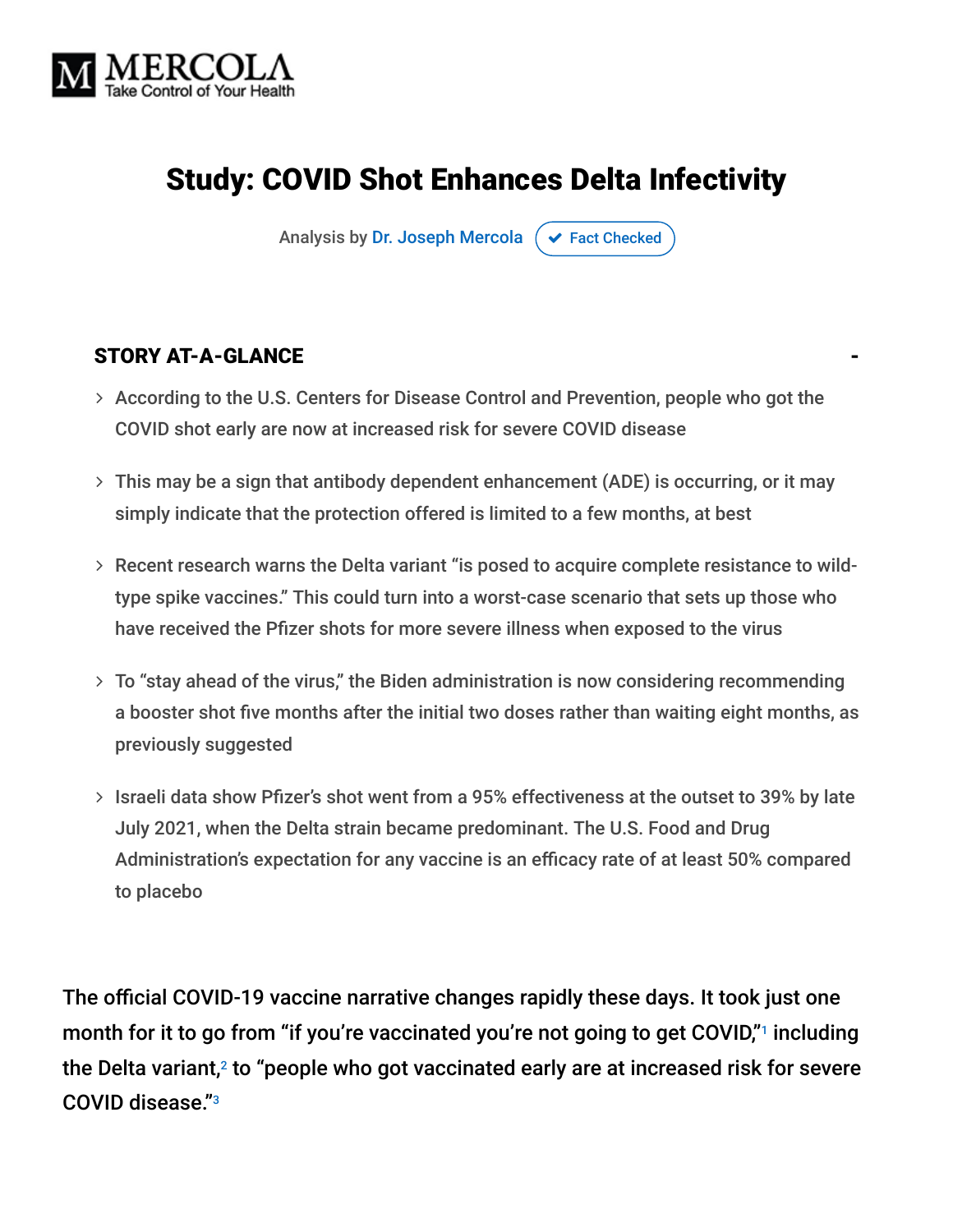MERCOLA
Take Control of Your Health

# Study: COVID Shot Enhances Delta Infectivity

Analysis by Dr. Joseph Mercola ✔ Fact Checked

### STORY AT-A-GLANCE

- According to the U.S. Centers for Disease Control and Prevention, people who got the COVID shot early are now at increased risk for severe COVID disease
- This may be a sign that antibody dependent enhancement (ADE) is occurring, or it may simply indicate that the protection offered is limited to a few months, at best
- Recent research warns the Delta variant "is posed to acquire complete resistance to wild-type spike vaccines." This could turn into a worst-case scenario that sets up those who have received the Pfizer shots for more severe illness when exposed to the virus
- To "stay ahead of the virus," the Biden administration is now considering recommending a booster shot five months after the initial two doses rather than waiting eight months, as previously suggested
- Israeli data show Pfizer's shot went from a 95% effectiveness at the outset to 39% by late July 2021, when the Delta strain became predominant. The U.S. Food and Drug Administration's expectation for any vaccine is an efficacy rate of at least 50% compared to placebo

The official COVID-19 vaccine narrative changes rapidly these days. It took just one month for it to go from "if you're vaccinated you're not going to get COVID,"[1] including the Delta variant,[2] to "people who got vaccinated early are at increased risk for severe COVID disease."[3]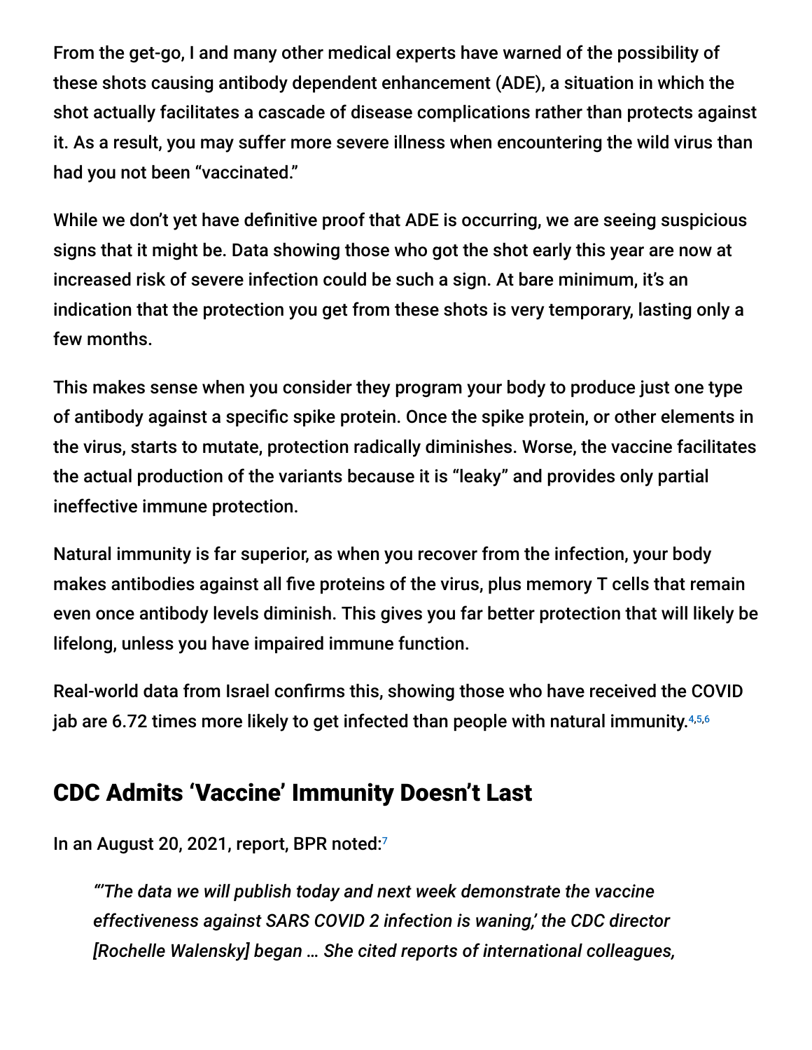From the get-go, I and many other medical experts have warned of the possibility of these shots causing antibody dependent enhancement (ADE), a situation in which the shot actually facilitates a cascade of disease complications rather than protects against it. As a result, you may suffer more severe illness when encountering the wild virus than had you not been "vaccinated."

While we don't yet have definitive proof that ADE is occurring, we are seeing suspicious signs that it might be. Data showing those who got the shot early this year are now at increased risk of severe infection could be such a sign. At bare minimum, it's an indication that the protection you get from these shots is very temporary, lasting only a few months.

This makes sense when you consider they program your body to produce just one type of antibody against a specific spike protein. Once the spike protein, or other elements in the virus, starts to mutate, protection radically diminishes. Worse, the vaccine facilitates the actual production of the variants because it is "leaky" and provides only partial ineffective immune protection.

Natural immunity is far superior, as when you recover from the infection, your body makes antibodies against all five proteins of the virus, plus memory T cells that remain even once antibody levels diminish. This gives you far better protection that will likely be lifelong, unless you have impaired immune function.

Real-world data from Israel confirms this, showing those who have received the COVID jab are 6.72 times more likely to get infected than people with natural immunity.[4,5,6]

## CDC Admits 'Vaccine' Immunity Doesn't Last

In an August 20, 2021, report, BPR noted:[7]

> *"'The data we will publish today and next week demonstrate the vaccine effectiveness against SARS COVID 2 infection is waning,' the CDC director [Rochelle Walensky] began … She cited reports of international colleagues,*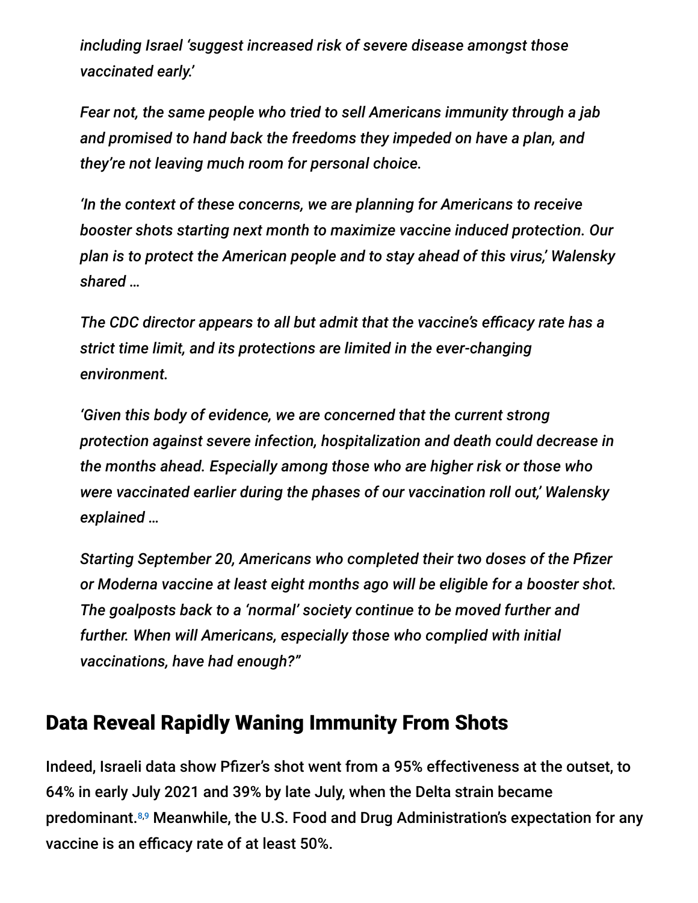*including Israel 'suggest increased risk of severe disease amongst those vaccinated early.'*

*Fear not, the same people who tried to sell Americans immunity through a jab and promised to hand back the freedoms they impeded on have a plan, and they're not leaving much room for personal choice.*

*'In the context of these concerns, we are planning for Americans to receive booster shots starting next month to maximize vaccine induced protection. Our plan is to protect the American people and to stay ahead of this virus,' Walensky shared …*

*The CDC director appears to all but admit that the vaccine's efficacy rate has a strict time limit, and its protections are limited in the ever-changing environment.*

*'Given this body of evidence, we are concerned that the current strong protection against severe infection, hospitalization and death could decrease in the months ahead. Especially among those who are higher risk or those who were vaccinated earlier during the phases of our vaccination roll out,' Walensky explained …*

*Starting September 20, Americans who completed their two doses of the Pfizer or Moderna vaccine at least eight months ago will be eligible for a booster shot. The goalposts back to a 'normal' society continue to be moved further and further. When will Americans, especially those who complied with initial vaccinations, have had enough?"*

## Data Reveal Rapidly Waning Immunity From Shots

Indeed, Israeli data show Pfizer's shot went from a 95% effectiveness at the outset, to 64% in early July 2021 and 39% by late July, when the Delta strain became predominant.[8,9] Meanwhile, the U.S. Food and Drug Administration's expectation for any vaccine is an efficacy rate of at least 50%.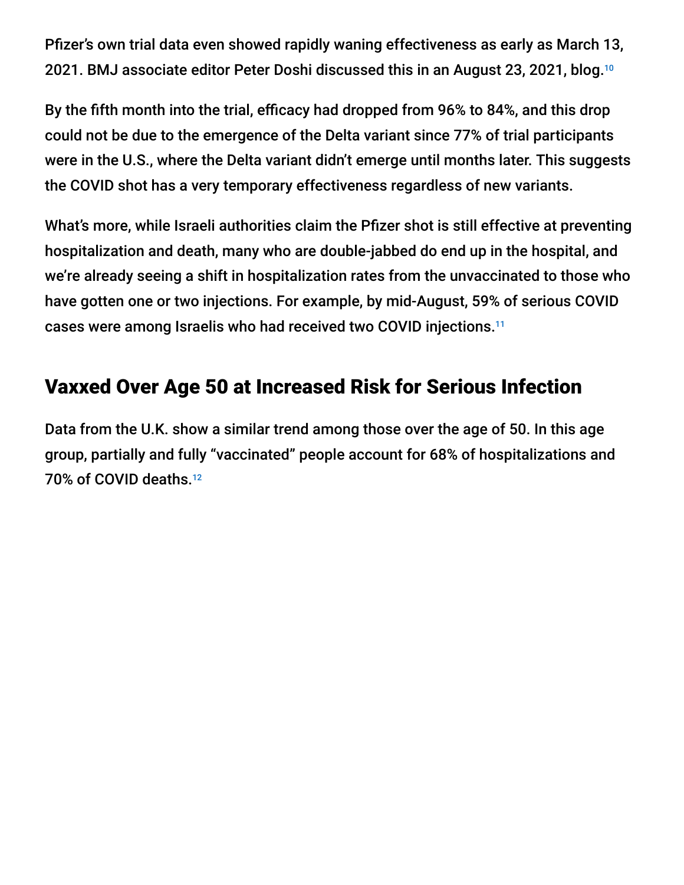Pfizer's own trial data even showed rapidly waning effectiveness as early as March 13, 2021. BMJ associate editor Peter Doshi discussed this in an August 23, 2021, blog.[10]

By the fifth month into the trial, efficacy had dropped from 96% to 84%, and this drop could not be due to the emergence of the Delta variant since 77% of trial participants were in the U.S., where the Delta variant didn't emerge until months later. This suggests the COVID shot has a very temporary effectiveness regardless of new variants.

What's more, while Israeli authorities claim the Pfizer shot is still effective at preventing hospitalization and death, many who are double-jabbed do end up in the hospital, and we're already seeing a shift in hospitalization rates from the unvaccinated to those who have gotten one or two injections. For example, by mid-August, 59% of serious COVID cases were among Israelis who had received two COVID injections.[11]

## Vaxxed Over Age 50 at Increased Risk for Serious Infection

Data from the U.K. show a similar trend among those over the age of 50. In this age group, partially and fully "vaccinated" people account for 68% of hospitalizations and 70% of COVID deaths.[12]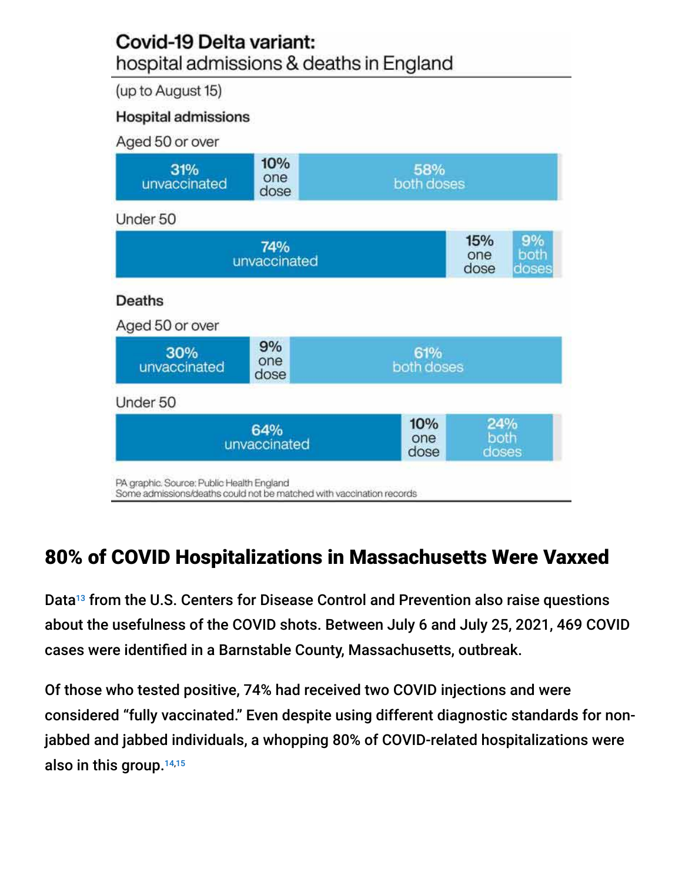**Covid-19 Delta variant:**
hospital admissions & deaths in England

(up to August 15)

**Hospital admissions**

Aged 50 or over

| unvaccinated | one dose | both doses |
|---|---|---|
| 31% | 10% | 58% |

Under 50

| unvaccinated | one dose | both doses |
|---|---|---|
| 74% | 15% | 9% |

**Deaths**

Aged 50 or over

| unvaccinated | one dose | both doses |
|---|---|---|
| 30% | 9% | 61% |

Under 50

| unvaccinated | one dose | both doses |
|---|---|---|
| 64% | 10% | 24% |

PA graphic. Source: Public Health England
Some admissions/deaths could not be matched with vaccination records

## 80% of COVID Hospitalizations in Massachusetts Were Vaxxed

Data[13] from the U.S. Centers for Disease Control and Prevention also raise questions about the usefulness of the COVID shots. Between July 6 and July 25, 2021, 469 COVID cases were identified in a Barnstable County, Massachusetts, outbreak.

Of those who tested positive, 74% had received two COVID injections and were considered "fully vaccinated." Even despite using different diagnostic standards for non-jabbed and jabbed individuals, a whopping 80% of COVID-related hospitalizations were also in this group.[14,15]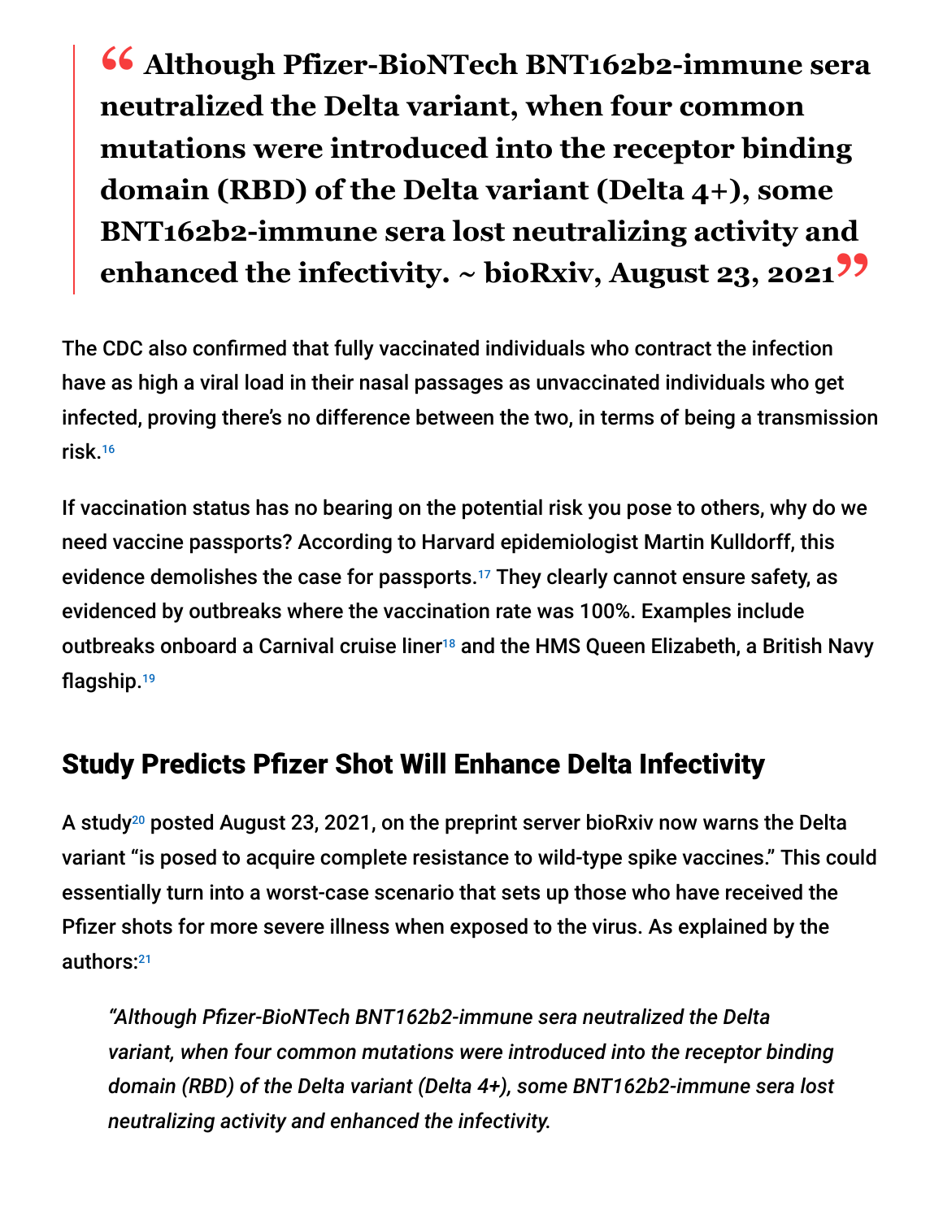> **“ Although Pfizer-BioNTech BNT162b2-immune sera neutralized the Delta variant, when four common mutations were introduced into the receptor binding domain (RBD) of the Delta variant (Delta 4+), some BNT162b2-immune sera lost neutralizing activity and enhanced the infectivity. ~ bioRxiv, August 23, 2021 ”**

The CDC also confirmed that fully vaccinated individuals who contract the infection have as high a viral load in their nasal passages as unvaccinated individuals who get infected, proving there's no difference between the two, in terms of being a transmission risk.[16]

If vaccination status has no bearing on the potential risk you pose to others, why do we need vaccine passports? According to Harvard epidemiologist Martin Kulldorff, this evidence demolishes the case for passports.[17] They clearly cannot ensure safety, as evidenced by outbreaks where the vaccination rate was 100%. Examples include outbreaks onboard a Carnival cruise liner[18] and the HMS Queen Elizabeth, a British Navy flagship.[19]

## Study Predicts Pfizer Shot Will Enhance Delta Infectivity

A study[20] posted August 23, 2021, on the preprint server bioRxiv now warns the Delta variant "is posed to acquire complete resistance to wild-type spike vaccines." This could essentially turn into a worst-case scenario that sets up those who have received the Pfizer shots for more severe illness when exposed to the virus. As explained by the authors:[21]

> *"Although Pfizer-BioNTech BNT162b2-immune sera neutralized the Delta variant, when four common mutations were introduced into the receptor binding domain (RBD) of the Delta variant (Delta 4+), some BNT162b2-immune sera lost neutralizing activity and enhanced the infectivity.*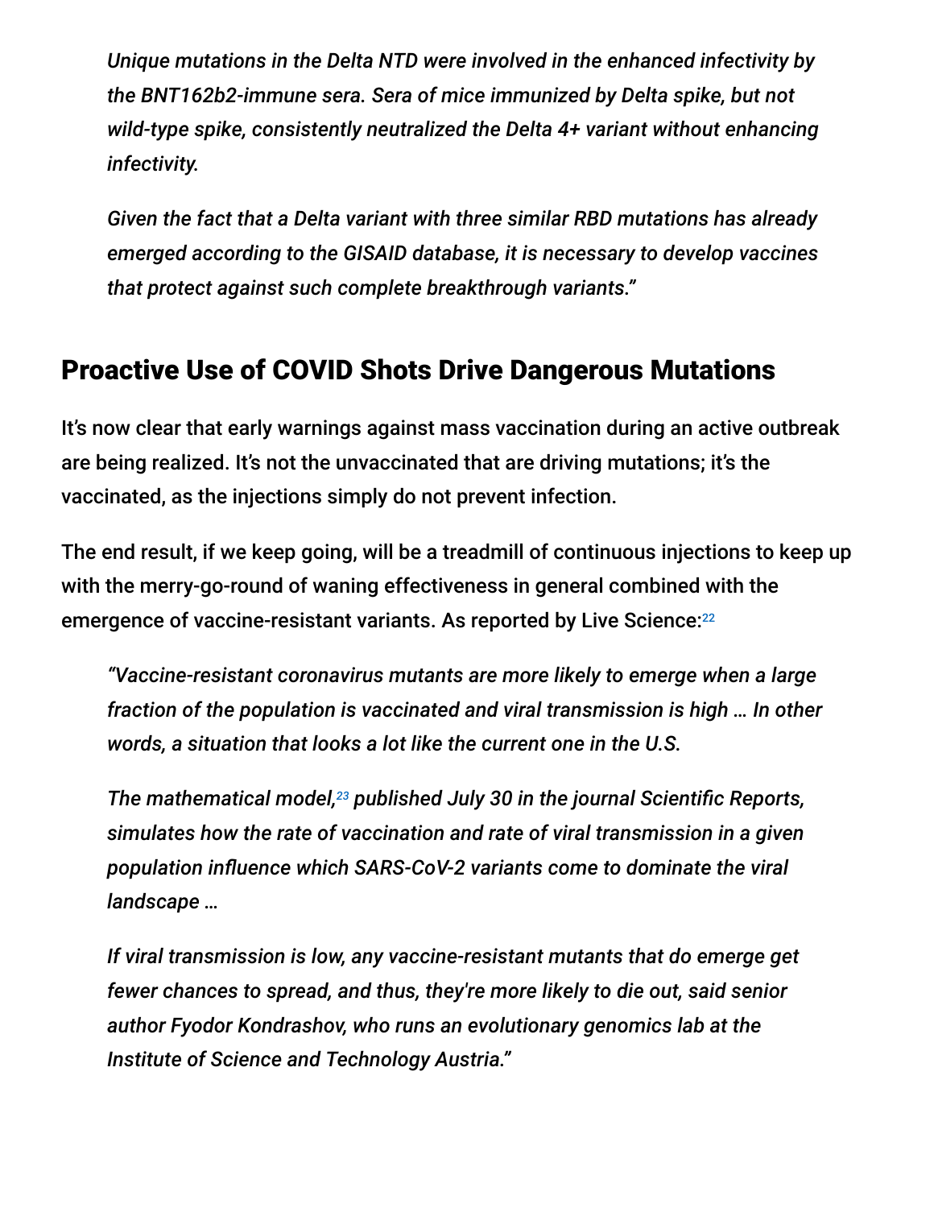> *Unique mutations in the Delta NTD were involved in the enhanced infectivity by the BNT162b2-immune sera. Sera of mice immunized by Delta spike, but not wild-type spike, consistently neutralized the Delta 4+ variant without enhancing infectivity.*
>
> *Given the fact that a Delta variant with three similar RBD mutations has already emerged according to the GISAID database, it is necessary to develop vaccines that protect against such complete breakthrough variants."*

## Proactive Use of COVID Shots Drive Dangerous Mutations

It's now clear that early warnings against mass vaccination during an active outbreak are being realized. It's not the unvaccinated that are driving mutations; it's the vaccinated, as the injections simply do not prevent infection.

The end result, if we keep going, will be a treadmill of continuous injections to keep up with the merry-go-round of waning effectiveness in general combined with the emergence of vaccine-resistant variants. As reported by Live Science:[22]

> *"Vaccine-resistant coronavirus mutants are more likely to emerge when a large fraction of the population is vaccinated and viral transmission is high … In other words, a situation that looks a lot like the current one in the U.S.*
>
> *The mathematical model,[23] published July 30 in the journal Scientific Reports, simulates how the rate of vaccination and rate of viral transmission in a given population influence which SARS-CoV-2 variants come to dominate the viral landscape …*
>
> *If viral transmission is low, any vaccine-resistant mutants that do emerge get fewer chances to spread, and thus, they're more likely to die out, said senior author Fyodor Kondrashov, who runs an evolutionary genomics lab at the Institute of Science and Technology Austria."*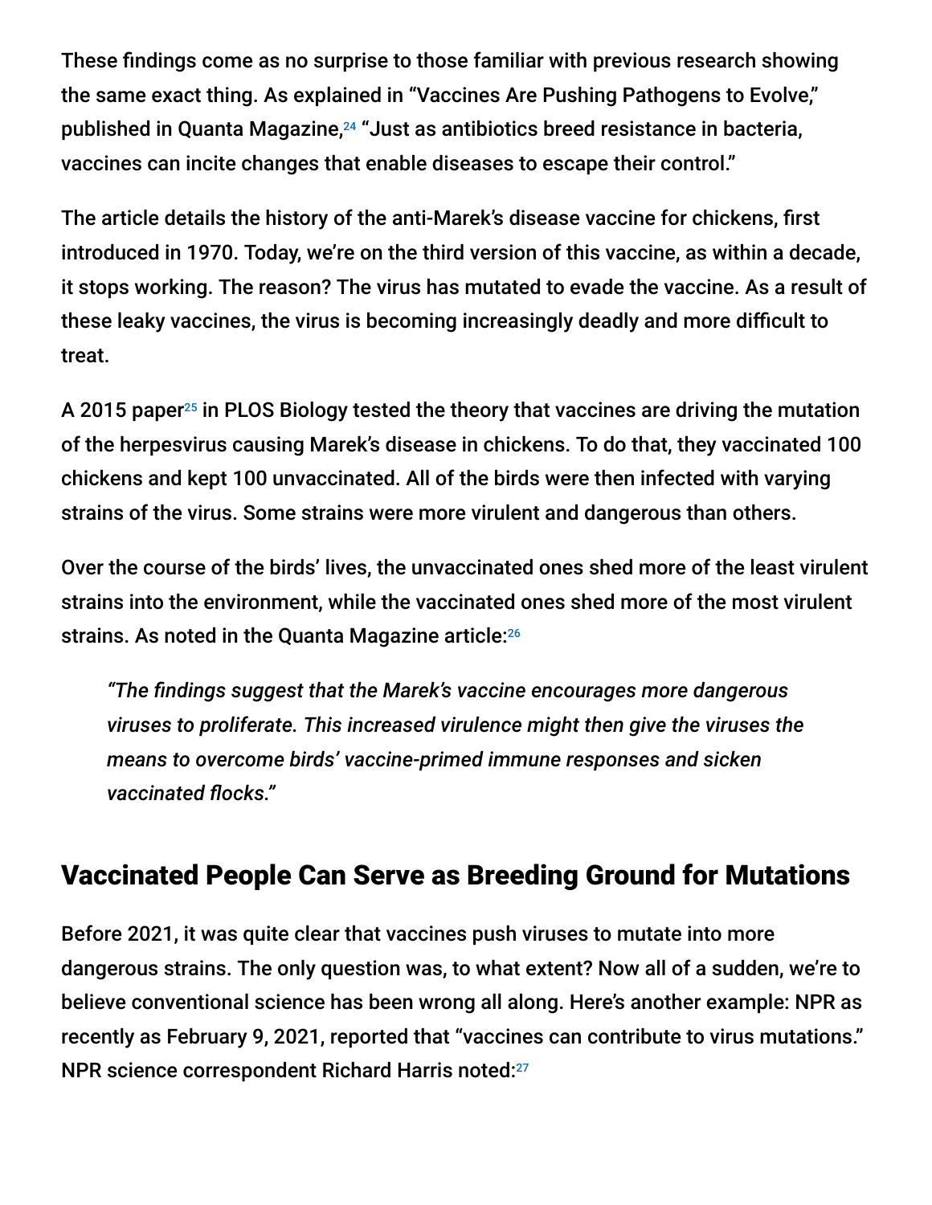These findings come as no surprise to those familiar with previous research showing the same exact thing. As explained in "Vaccines Are Pushing Pathogens to Evolve," published in Quanta Magazine,[24] "Just as antibiotics breed resistance in bacteria, vaccines can incite changes that enable diseases to escape their control."

The article details the history of the anti-Marek's disease vaccine for chickens, first introduced in 1970. Today, we're on the third version of this vaccine, as within a decade, it stops working. The reason? The virus has mutated to evade the vaccine. As a result of these leaky vaccines, the virus is becoming increasingly deadly and more difficult to treat.

A 2015 paper[25] in PLOS Biology tested the theory that vaccines are driving the mutation of the herpesvirus causing Marek's disease in chickens. To do that, they vaccinated 100 chickens and kept 100 unvaccinated. All of the birds were then infected with varying strains of the virus. Some strains were more virulent and dangerous than others.

Over the course of the birds' lives, the unvaccinated ones shed more of the least virulent strains into the environment, while the vaccinated ones shed more of the most virulent strains. As noted in the Quanta Magazine article:[26]

> *"The findings suggest that the Marek's vaccine encourages more dangerous viruses to proliferate. This increased virulence might then give the viruses the means to overcome birds' vaccine-primed immune responses and sicken vaccinated flocks."*

## Vaccinated People Can Serve as Breeding Ground for Mutations

Before 2021, it was quite clear that vaccines push viruses to mutate into more dangerous strains. The only question was, to what extent? Now all of a sudden, we're to believe conventional science has been wrong all along. Here's another example: NPR as recently as February 9, 2021, reported that "vaccines can contribute to virus mutations." NPR science correspondent Richard Harris noted:[27]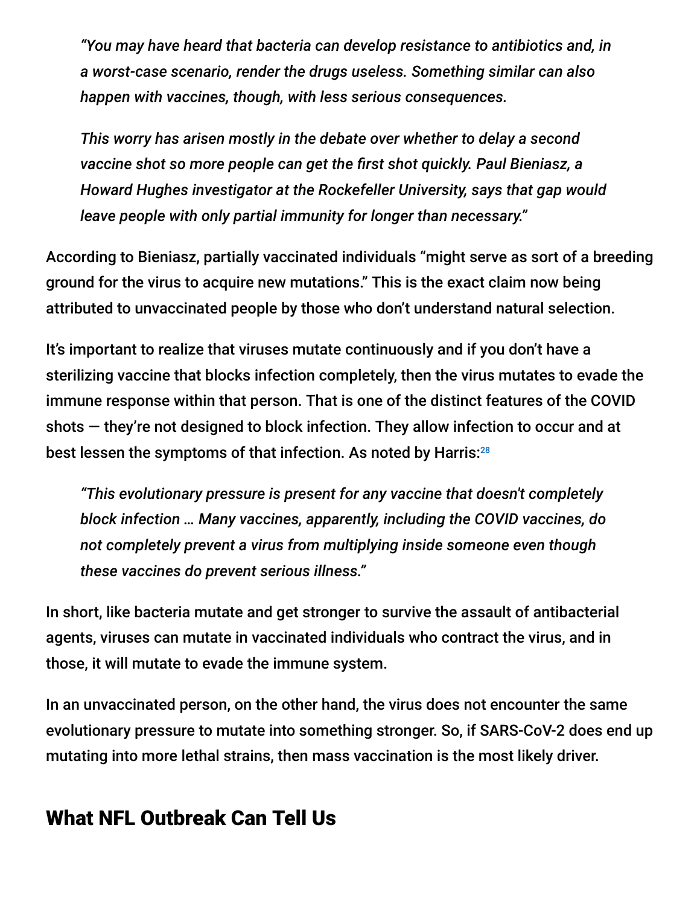> *"You may have heard that bacteria can develop resistance to antibiotics and, in a worst-case scenario, render the drugs useless. Something similar can also happen with vaccines, though, with less serious consequences.*
>
> *This worry has arisen mostly in the debate over whether to delay a second vaccine shot so more people can get the first shot quickly. Paul Bieniasz, a Howard Hughes investigator at the Rockefeller University, says that gap would leave people with only partial immunity for longer than necessary."*

According to Bieniasz, partially vaccinated individuals "might serve as sort of a breeding ground for the virus to acquire new mutations." This is the exact claim now being attributed to unvaccinated people by those who don't understand natural selection.

It's important to realize that viruses mutate continuously and if you don't have a sterilizing vaccine that blocks infection completely, then the virus mutates to evade the immune response within that person. That is one of the distinct features of the COVID shots — they're not designed to block infection. They allow infection to occur and at best lessen the symptoms of that infection. As noted by Harris:[28]

> *"This evolutionary pressure is present for any vaccine that doesn't completely block infection … Many vaccines, apparently, including the COVID vaccines, do not completely prevent a virus from multiplying inside someone even though these vaccines do prevent serious illness."*

In short, like bacteria mutate and get stronger to survive the assault of antibacterial agents, viruses can mutate in vaccinated individuals who contract the virus, and in those, it will mutate to evade the immune system.

In an unvaccinated person, on the other hand, the virus does not encounter the same evolutionary pressure to mutate into something stronger. So, if SARS-CoV-2 does end up mutating into more lethal strains, then mass vaccination is the most likely driver.

## What NFL Outbreak Can Tell Us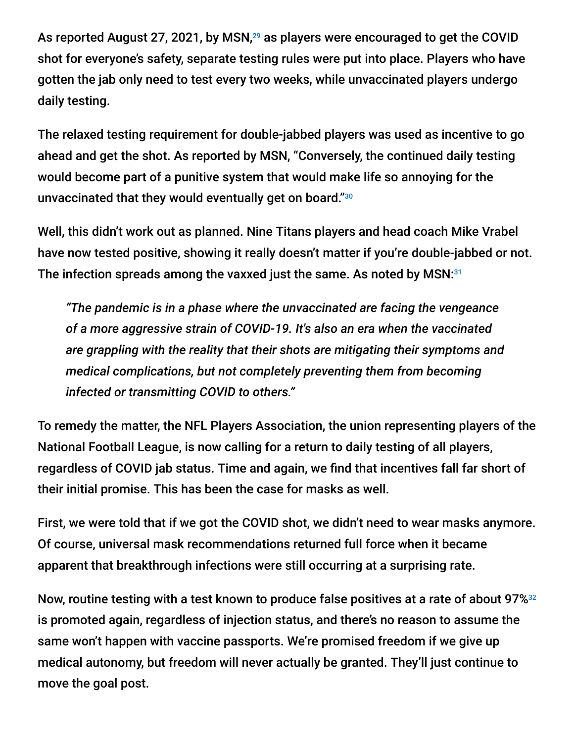As reported August 27, 2021, by MSN,[29] as players were encouraged to get the COVID shot for everyone's safety, separate testing rules were put into place. Players who have gotten the jab only need to test every two weeks, while unvaccinated players undergo daily testing.

The relaxed testing requirement for double-jabbed players was used as incentive to go ahead and get the shot. As reported by MSN, "Conversely, the continued daily testing would become part of a punitive system that would make life so annoying for the unvaccinated that they would eventually get on board."[30]

Well, this didn't work out as planned. Nine Titans players and head coach Mike Vrabel have now tested positive, showing it really doesn't matter if you're double-jabbed or not. The infection spreads among the vaxxed just the same. As noted by MSN:[31]

> *"The pandemic is in a phase where the unvaccinated are facing the vengeance of a more aggressive strain of COVID-19. It's also an era when the vaccinated are grappling with the reality that their shots are mitigating their symptoms and medical complications, but not completely preventing them from becoming infected or transmitting COVID to others."*

To remedy the matter, the NFL Players Association, the union representing players of the National Football League, is now calling for a return to daily testing of all players, regardless of COVID jab status. Time and again, we find that incentives fall far short of their initial promise. This has been the case for masks as well.

First, we were told that if we got the COVID shot, we didn't need to wear masks anymore. Of course, universal mask recommendations returned full force when it became apparent that breakthrough infections were still occurring at a surprising rate.

Now, routine testing with a test known to produce false positives at a rate of about 97%[32] is promoted again, regardless of injection status, and there's no reason to assume the same won't happen with vaccine passports. We're promised freedom if we give up medical autonomy, but freedom will never actually be granted. They'll just continue to move the goal post.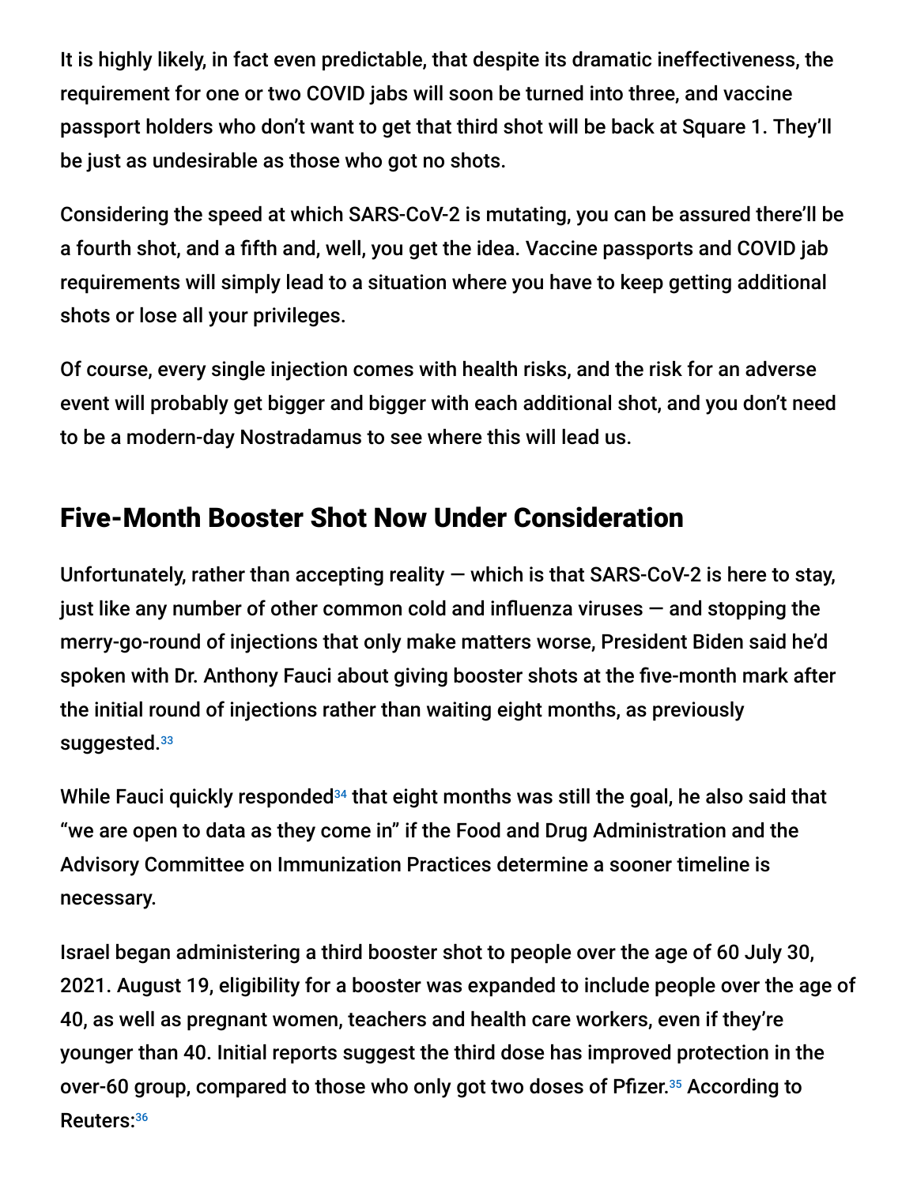It is highly likely, in fact even predictable, that despite its dramatic ineffectiveness, the requirement for one or two COVID jabs will soon be turned into three, and vaccine passport holders who don't want to get that third shot will be back at Square 1. They'll be just as undesirable as those who got no shots.

Considering the speed at which SARS-CoV-2 is mutating, you can be assured there'll be a fourth shot, and a fifth and, well, you get the idea. Vaccine passports and COVID jab requirements will simply lead to a situation where you have to keep getting additional shots or lose all your privileges.

Of course, every single injection comes with health risks, and the risk for an adverse event will probably get bigger and bigger with each additional shot, and you don't need to be a modern-day Nostradamus to see where this will lead us.

## Five-Month Booster Shot Now Under Consideration

Unfortunately, rather than accepting reality — which is that SARS-CoV-2 is here to stay, just like any number of other common cold and influenza viruses — and stopping the merry-go-round of injections that only make matters worse, President Biden said he'd spoken with Dr. Anthony Fauci about giving booster shots at the five-month mark after the initial round of injections rather than waiting eight months, as previously suggested.[33]

While Fauci quickly responded[34] that eight months was still the goal, he also said that "we are open to data as they come in" if the Food and Drug Administration and the Advisory Committee on Immunization Practices determine a sooner timeline is necessary.

Israel began administering a third booster shot to people over the age of 60 July 30, 2021. August 19, eligibility for a booster was expanded to include people over the age of 40, as well as pregnant women, teachers and health care workers, even if they're younger than 40. Initial reports suggest the third dose has improved protection in the over-60 group, compared to those who only got two doses of Pfizer.[35] According to Reuters:[36]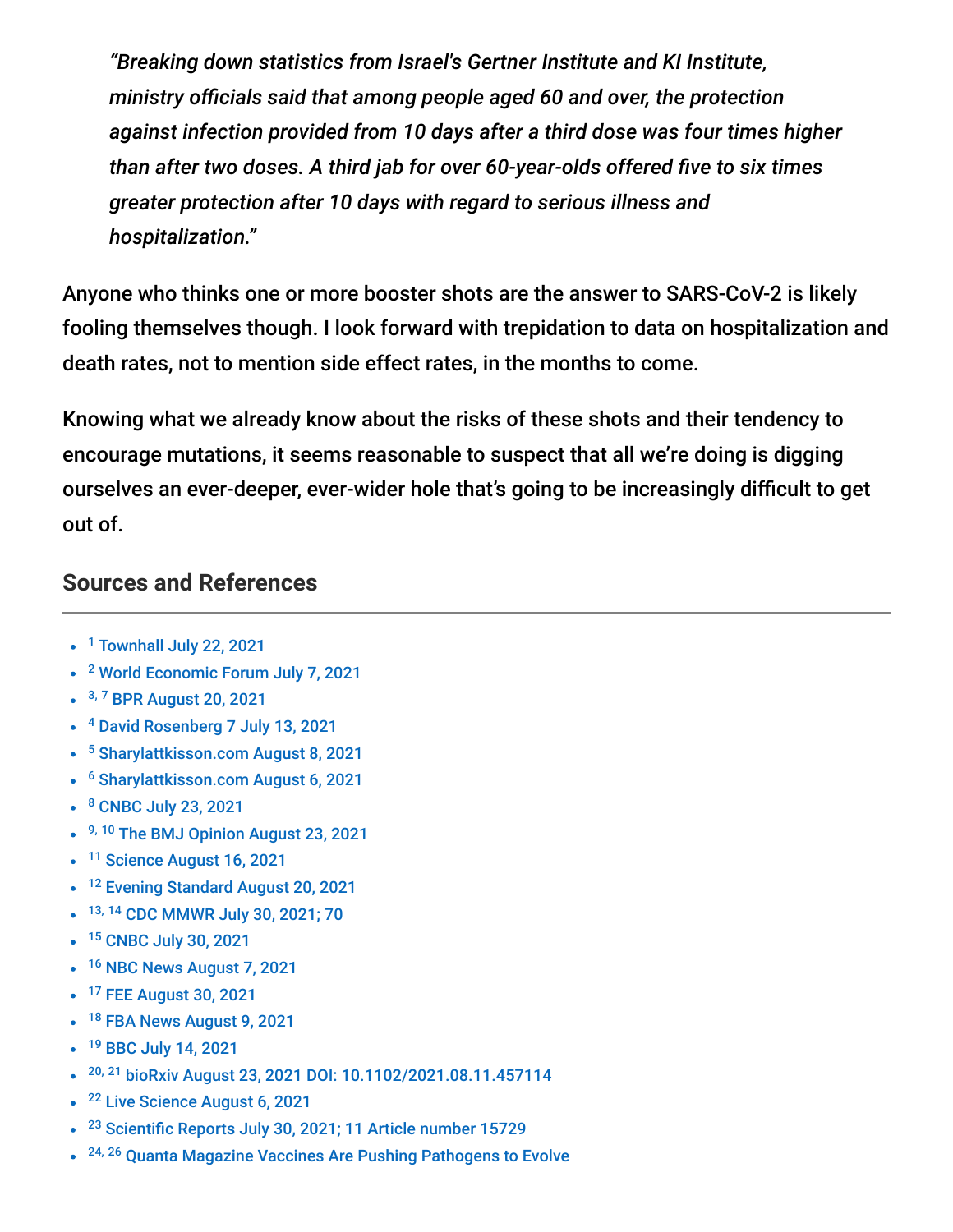> *"Breaking down statistics from Israel's Gertner Institute and KI Institute, ministry officials said that among people aged 60 and over, the protection against infection provided from 10 days after a third dose was four times higher than after two doses. A third jab for over 60-year-olds offered five to six times greater protection after 10 days with regard to serious illness and hospitalization."*

Anyone who thinks one or more booster shots are the answer to SARS-CoV-2 is likely fooling themselves though. I look forward with trepidation to data on hospitalization and death rates, not to mention side effect rates, in the months to come.

Knowing what we already know about the risks of these shots and their tendency to encourage mutations, it seems reasonable to suspect that all we're doing is digging ourselves an ever-deeper, ever-wider hole that's going to be increasingly difficult to get out of.

## Sources and References

- [1] Townhall July 22, 2021
- [2] World Economic Forum July 7, 2021
- [3, 7] BPR August 20, 2021
- [4] David Rosenberg 7 July 13, 2021
- [5] Sharylattkisson.com August 8, 2021
- [6] Sharylattkisson.com August 6, 2021
- [8] CNBC July 23, 2021
- [9, 10] The BMJ Opinion August 23, 2021
- [11] Science August 16, 2021
- [12] Evening Standard August 20, 2021
- [13, 14] CDC MMWR July 30, 2021; 70
- [15] CNBC July 30, 2021
- [16] NBC News August 7, 2021
- [17] FEE August 30, 2021
- [18] FBA News August 9, 2021
- [19] BBC July 14, 2021
- [20, 21] bioRxiv August 23, 2021 DOI: 10.1102/2021.08.11.457114
- [22] Live Science August 6, 2021
- [23] Scientific Reports July 30, 2021; 11 Article number 15729
- [24, 26] Quanta Magazine Vaccines Are Pushing Pathogens to Evolve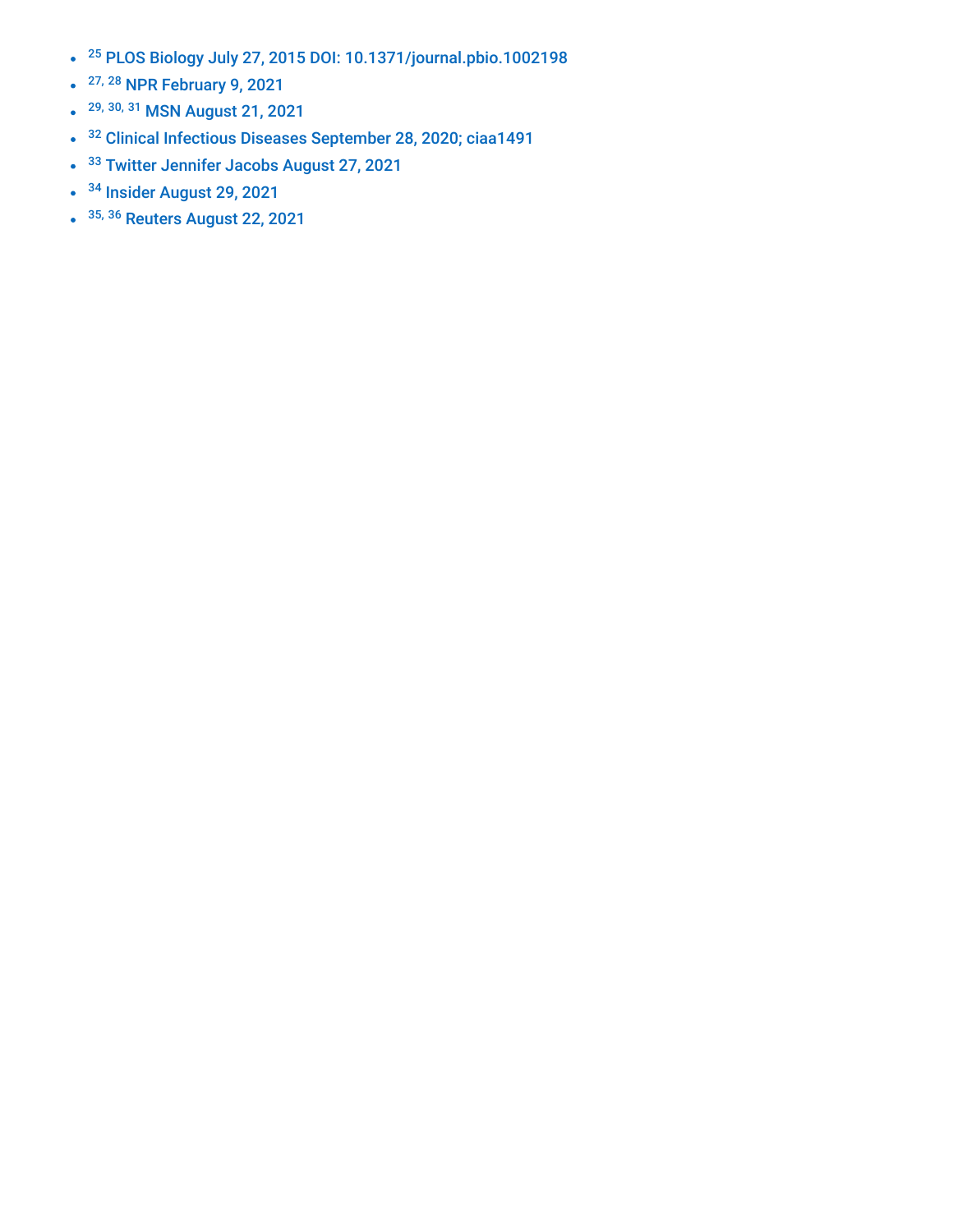- [25] PLOS Biology July 27, 2015 DOI: 10.1371/journal.pbio.1002198
- [27, 28] NPR February 9, 2021
- [29, 30, 31] MSN August 21, 2021
- [32] Clinical Infectious Diseases September 28, 2020; ciaa1491
- [33] Twitter Jennifer Jacobs August 27, 2021
- [34] Insider August 29, 2021
- [35, 36] Reuters August 22, 2021